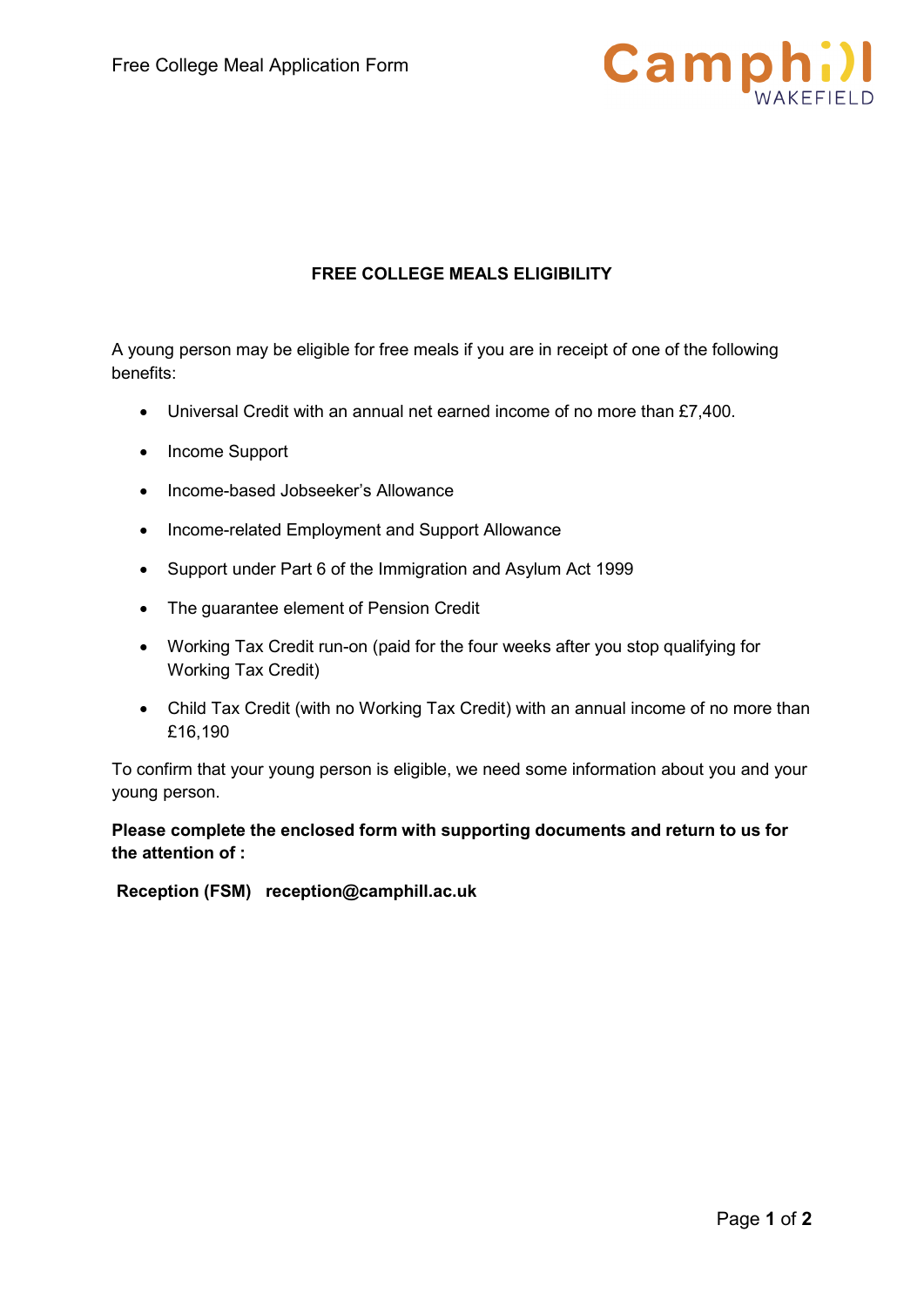## FREE COLLEGE MEALS ELIGIBILITY

A young person may be eligible for free meals if you are in receipt of one of the following benefits:

- Universal Credit with an annual net earned income of no more than £7,400.
- Income Support
- Income-based Jobseeker's Allowance
- Income-related Employment and Support Allowance
- Support under Part 6 of the Immigration and Asylum Act 1999
- The guarantee element of Pension Credit
- Working Tax Credit run-on (paid for the four weeks after you stop qualifying for Working Tax Credit)
- Child Tax Credit (with no Working Tax Credit) with an annual income of no more than £16,190

To confirm that your young person is eligible, we need some information about you and your young person.

**Please complete the enclosed form with supporting documents and return to us for the attention of :**

**Reception (FSM) reception@camphill.ac.uk**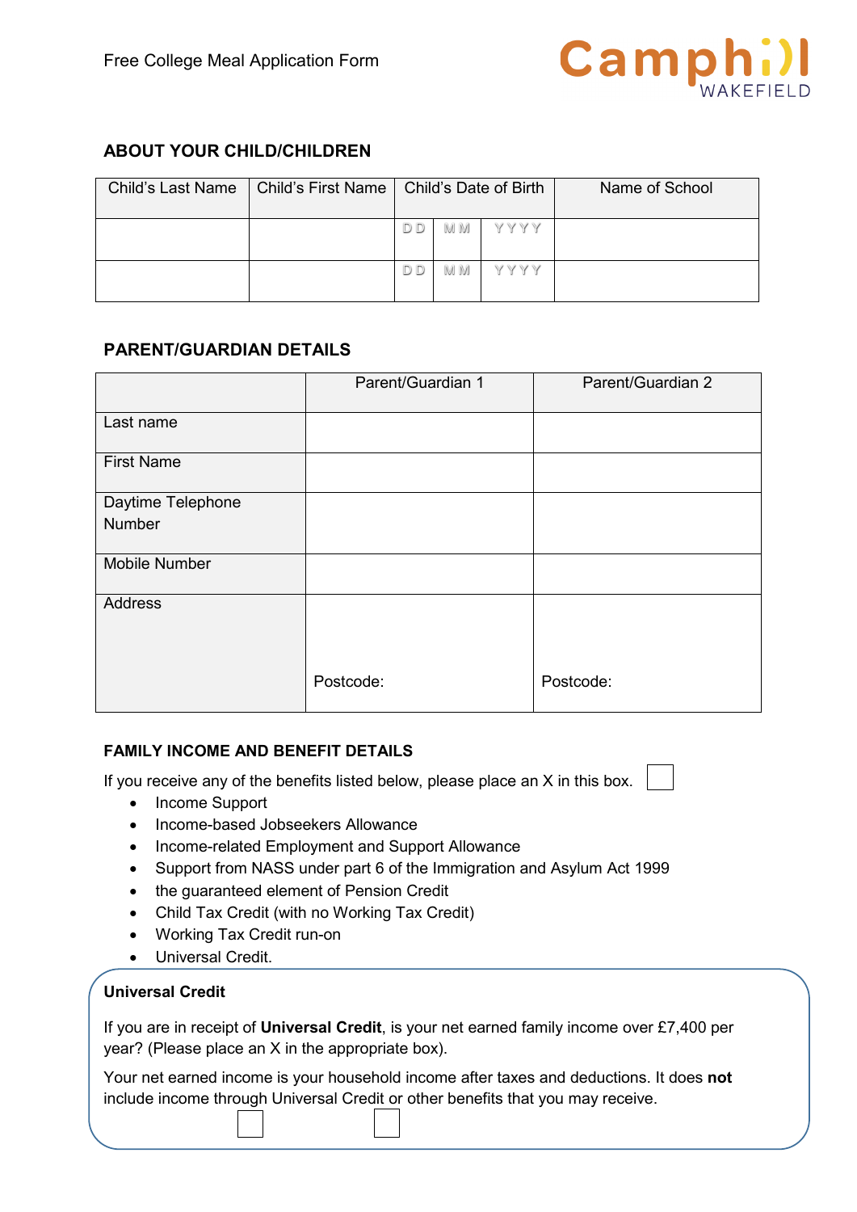Free College Meal Application Form

Camphill WAKEFIELD

## ABOUT YOUR CHILD/CHILDREN

| Child's Last Name | Child's First Name | Child's Date of Birth | | | Name of School |
|---|---|---|---|---|---|
| | | DD | MM | YYYY | |
| | | DD | MM | YYYY | |

## PARENT/GUARDIAN DETAILS

| | Parent/Guardian 1 | Parent/Guardian 2 |
|---|---|---|
| Last name | | |
| First Name | | |
| Daytime Telephone Number | | |
| Mobile Number | | |
| Address | Postcode: | Postcode: |

### FAMILY INCOME AND BENEFIT DETAILS

If you receive any of the benefits listed below, please place an X in this box. ☐

- Income Support
- Income-based Jobseekers Allowance
- Income-related Employment and Support Allowance
- Support from NASS under part 6 of the Immigration and Asylum Act 1999
- the guaranteed element of Pension Credit
- Child Tax Credit (with no Working Tax Credit)
- Working Tax Credit run-on
- Universal Credit.

**Universal Credit**

If you are in receipt of **Universal Credit**, is your net earned family income over £7,400 per year? (Please place an X in the appropriate box).

Your net earned income is your household income after taxes and deductions. It does **not** include income through Universal Credit or other benefits that you may receive.

☐ ☐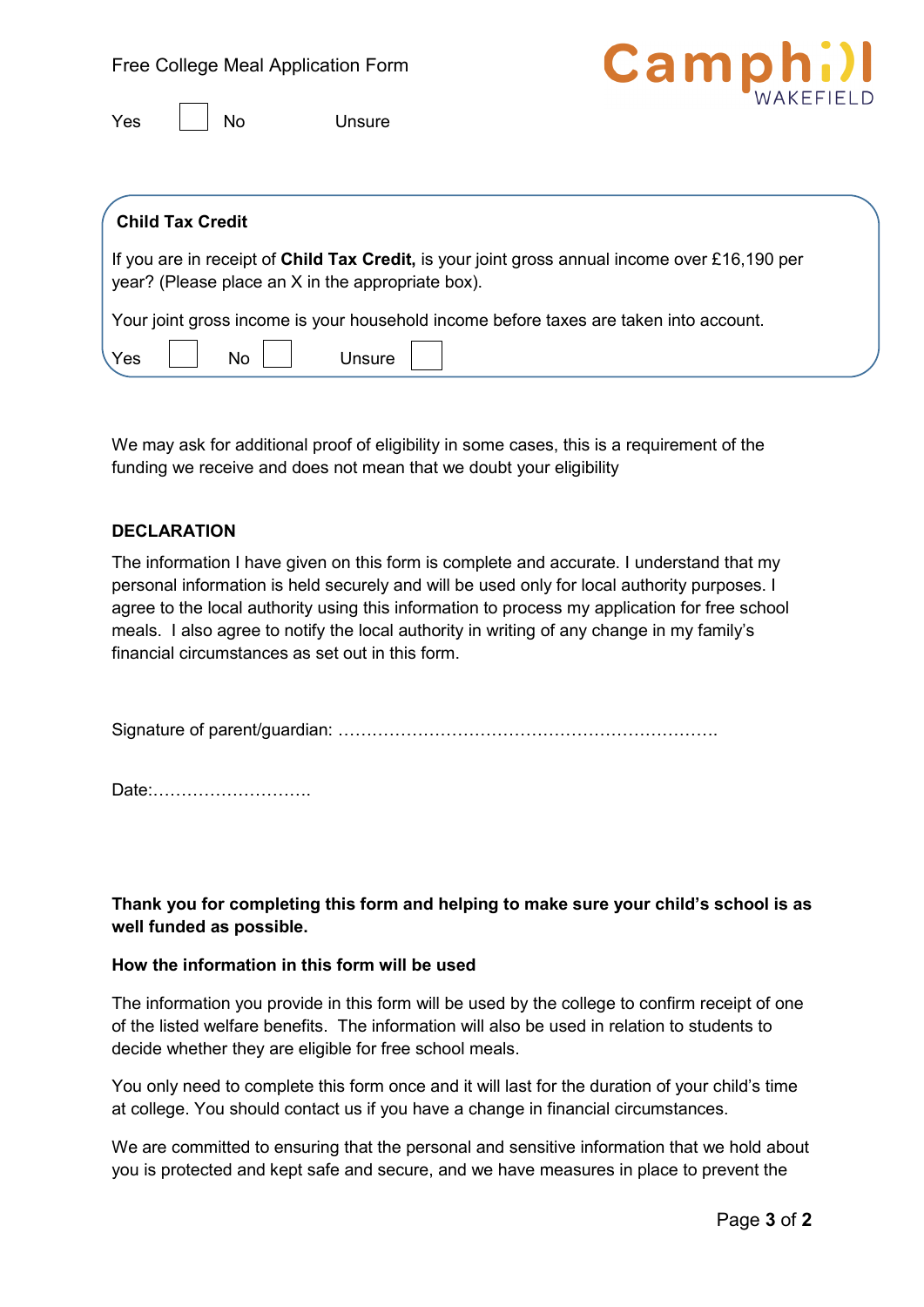Free College Meal Application Form

Yes ☐ No Unsure

**Child Tax Credit**

If you are in receipt of **Child Tax Credit,** is your joint gross annual income over £16,190 per year? (Please place an X in the appropriate box).

Your joint gross income is your household income before taxes are taken into account.

Yes ☐ No ☐ Unsure ☐

We may ask for additional proof of eligibility in some cases, this is a requirement of the funding we receive and does not mean that we doubt your eligibility

**DECLARATION**

The information I have given on this form is complete and accurate. I understand that my personal information is held securely and will be used only for local authority purposes. I agree to the local authority using this information to process my application for free school meals. I also agree to notify the local authority in writing of any change in my family's financial circumstances as set out in this form.

Signature of parent/guardian: ………………………………………………………….

Date:……………………….

**Thank you for completing this form and helping to make sure your child's school is as well funded as possible.**

**How the information in this form will be used**

The information you provide in this form will be used by the college to confirm receipt of one of the listed welfare benefits. The information will also be used in relation to students to decide whether they are eligible for free school meals.

You only need to complete this form once and it will last for the duration of your child's time at college. You should contact us if you have a change in financial circumstances.

We are committed to ensuring that the personal and sensitive information that we hold about you is protected and kept safe and secure, and we have measures in place to prevent the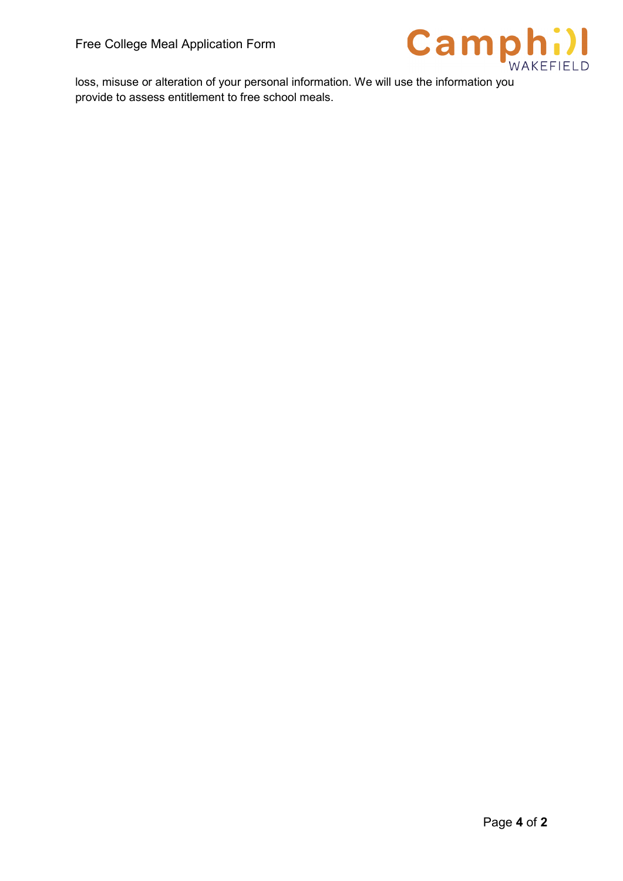loss, misuse or alteration of your personal information. We will use the information you provide to assess entitlement to free school meals.